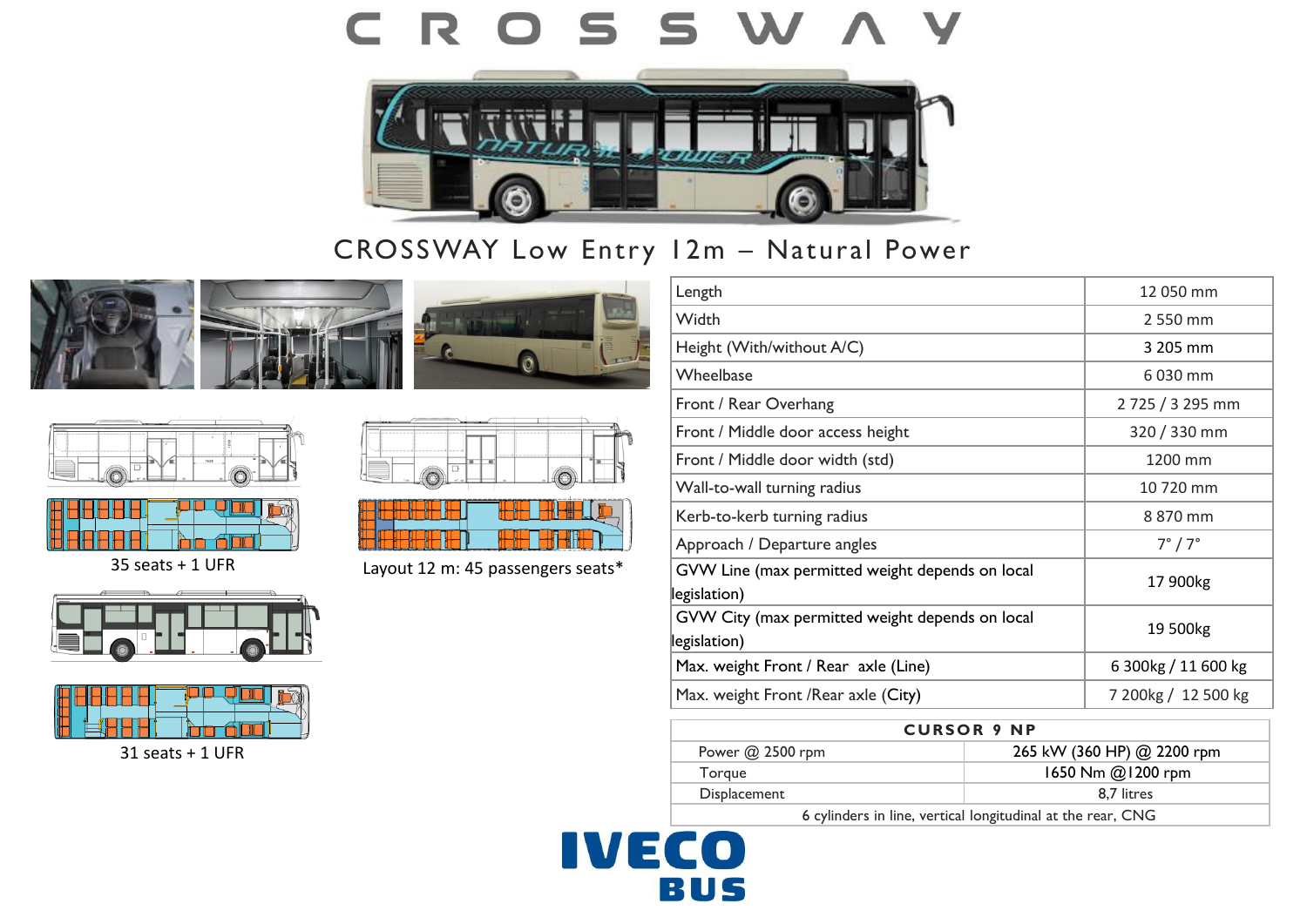# CROSSWAY

## CROSSWAY Low Entry 12m – Natural Power

35 seats + 1 UFR

Layout 12 m: 45 passengers seats*

31 seats + 1 UFR

| | |
|---|---|
| Length | 12 050 mm |
| Width | 2 550 mm |
| Height (With/without A/C) | 3 205 mm |
| Wheelbase | 6 030 mm |
| Front / Rear Overhang | 2 725 / 3 295 mm |
| Front / Middle door access height | 320 / 330 mm |
| Front / Middle door width (std) | 1200 mm |
| Wall-to-wall turning radius | 10 720 mm |
| Kerb-to-kerb turning radius | 8 870 mm |
| Approach / Departure angles | 7° / 7° |
| GVW Line (max permitted weight depends on local legislation) | 17 900kg |
| GVW City (max permitted weight depends on local legislation) | 19 500kg |
| Max. weight Front / Rear axle (Line) | 6 300kg / 11 600 kg |
| Max. weight Front /Rear axle (City) | 7 200kg / 12 500 kg |

| CURSOR 9 NP | |
|---|---|
| Power @ 2500 rpm | 265 kW (360 HP) @ 2200 rpm |
| Torque | 1650 Nm @1200 rpm |
| Displacement | 8,7 litres |
| 6 cylinders in line, vertical longitudinal at the rear, CNG | |

IVECO BUS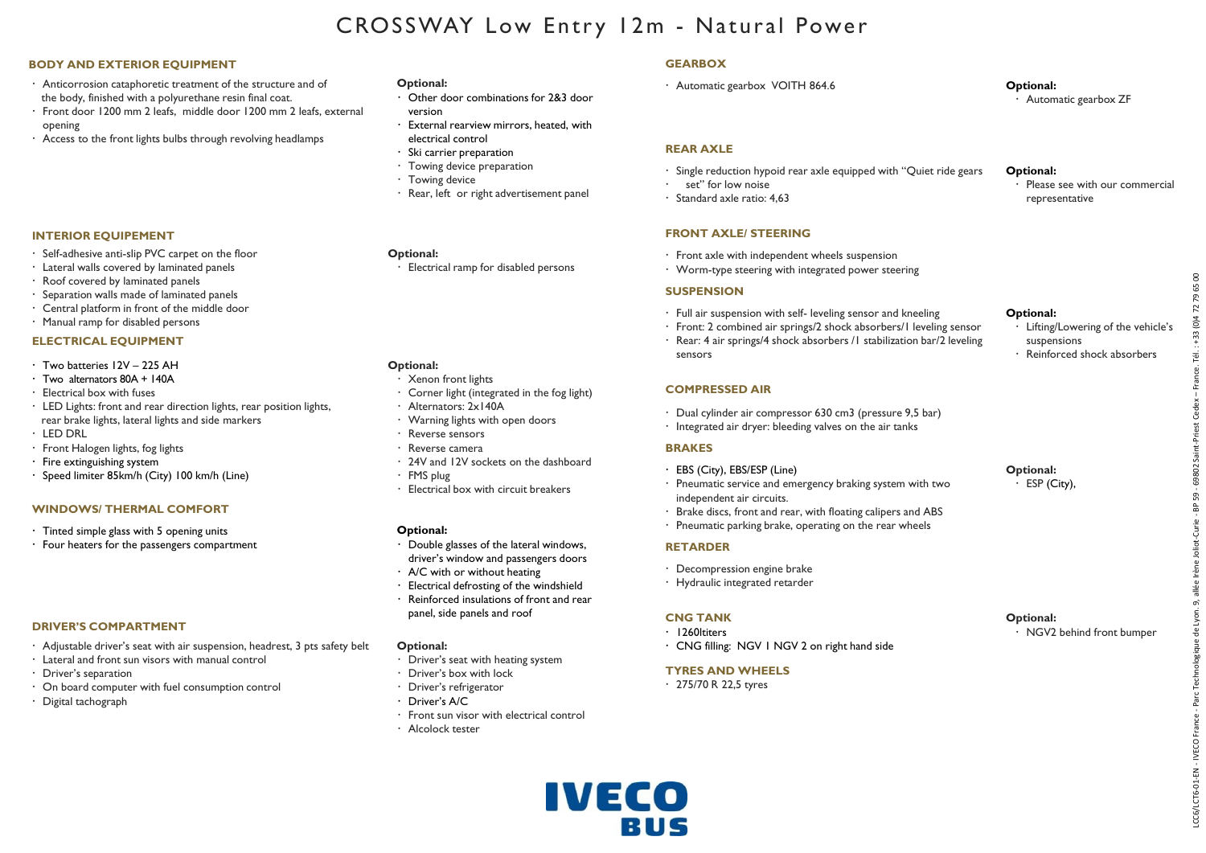# CROSSWAY Low Entry 12m - Natural Power

## BODY AND EXTERIOR EQUIPMENT

- Anticorrosion cataphoretic treatment of the structure and of the body, finished with a polyurethane resin final coat.
- Front door 1200 mm 2 leafs, middle door 1200 mm 2 leafs, external opening
- Access to the front lights bulbs through revolving headlamps

**Optional:**

- Other door combinations for 2&3 door version
- External rearview mirrors, heated, with electrical control
- Ski carrier preparation
- Towing device preparation
- Towing device
- Rear, left or right advertisement panel

## INTERIOR EQUIPEMENT

- Self-adhesive anti-slip PVC carpet on the floor
- Lateral walls covered by laminated panels
- Roof covered by laminated panels
- Separation walls made of laminated panels
- Central platform in front of the middle door
- Manual ramp for disabled persons

**Optional:**

- Electrical ramp for disabled persons

## ELECTRICAL EQUIPMENT

- Two batteries 12V – 225 AH
- Two alternators 80A + 140A
- Electrical box with fuses
- LED Lights: front and rear direction lights, rear position lights, rear brake lights, lateral lights and side markers
- LED DRL
- Front Halogen lights, fog lights
- Fire extinguishing system
- Speed limiter 85km/h (City) 100 km/h (Line)

**Optional:**

- Xenon front lights
- Corner light (integrated in the fog light)
- Alternators: 2x140A
- Warning lights with open doors
- Reverse sensors
- Reverse camera
- 24V and 12V sockets on the dashboard
- FMS plug
- Electrical box with circuit breakers

## WINDOWS/ THERMAL COMFORT

- Tinted simple glass with 5 opening units
- Four heaters for the passengers compartment

**Optional:**

- Double glasses of the lateral windows, driver's window and passengers doors
- A/C with or without heating
- Electrical defrosting of the windshield
- Reinforced insulations of front and rear panel, side panels and roof

## DRIVER'S COMPARTMENT

- Adjustable driver's seat with air suspension, headrest, 3 pts safety belt
- Lateral and front sun visors with manual control
- Driver's separation
- On board computer with fuel consumption control
- Digital tachograph

**Optional:**

- Driver's seat with heating system
- Driver's box with lock
- Driver's refrigerator
- Driver's A/C
- Front sun visor with electrical control
- Alcolock tester

## GEARBOX

- Automatic gearbox VOITH 864.6

**Optional:**

- Automatic gearbox ZF

## REAR AXLE

- Single reduction hypoid rear axle equipped with "Quiet ride gears set" for low noise
- Standard axle ratio: 4,63

**Optional:**

- Please see with our commercial representative

## FRONT AXLE/ STEERING

- Front axle with independent wheels suspension
- Worm-type steering with integrated power steering

## SUSPENSION

- Full air suspension with self- leveling sensor and kneeling
- Front: 2 combined air springs/2 shock absorbers/1 leveling sensor
- Rear: 4 air springs/4 shock absorbers /1 stabilization bar/2 leveling sensors

**Optional:**

- Lifting/Lowering of the vehicle's suspensions
- Reinforced shock absorbers

## COMPRESSED AIR

- Dual cylinder air compressor 630 cm3 (pressure 9,5 bar)
- Integrated air dryer: bleeding valves on the air tanks

## BRAKES

- EBS (City), EBS/ESP (Line)
- Pneumatic service and emergency braking system with two independent air circuits.
- Brake discs, front and rear, with floating calipers and ABS
- Pneumatic parking brake, operating on the rear wheels

**Optional:**

- ESP (City),

## RETARDER

- Decompression engine brake
- Hydraulic integrated retarder

## CNG TANK

- 1260ltiters
- CNG filling: NGV 1 NGV 2 on right hand side

**Optional:**

- NGV2 behind front bumper

## TYRES AND WHEELS

- 275/70 R 22,5 tyres

IVECO BUS

LCC6/LCT6-01-EN - IVECO France - Parc Technologique de Lyon, 9, allée Irène Joliot-Curie - BP 59 - 69802 Saint-Priest Cedex – France. Tél. : +33 (0)4 72 79 65 00